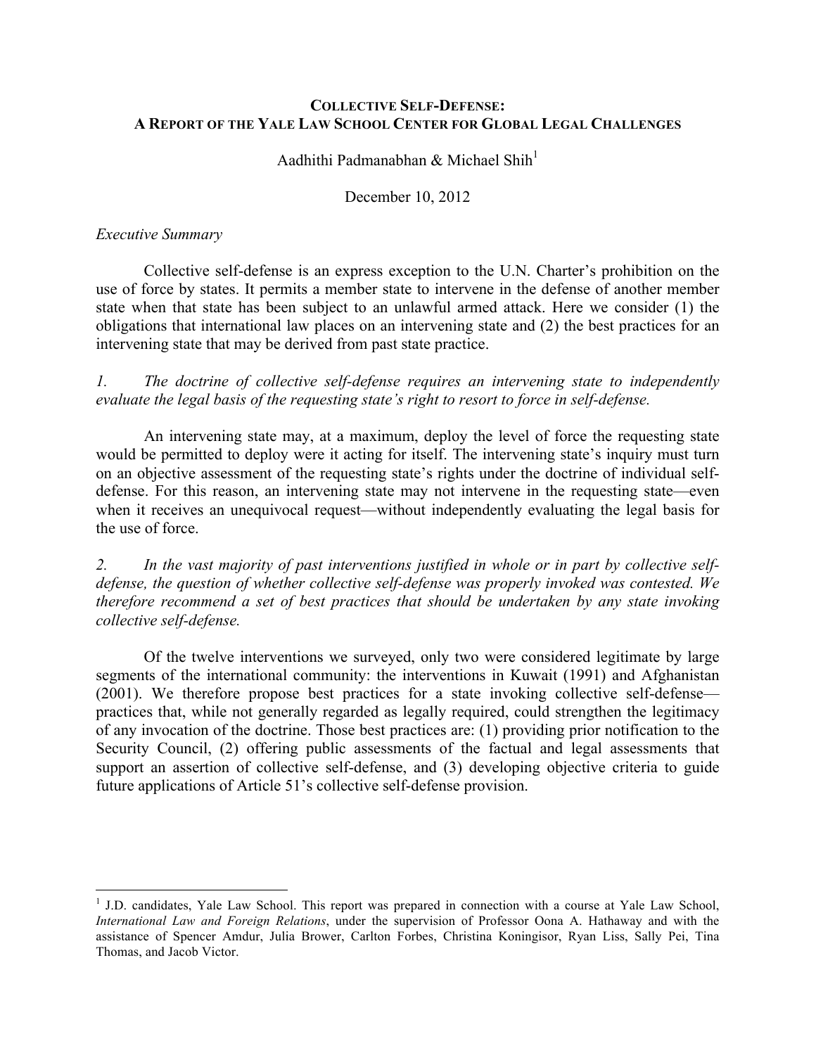# COLLECTIVE SELF-DEFENSE:
# A REPORT OF THE YALE LAW SCHOOL CENTER FOR GLOBAL LEGAL CHALLENGES

Aadhithi Padmanabhan & Michael Shih[1]

December 10, 2012

*Executive Summary*

Collective self-defense is an express exception to the U.N. Charter's prohibition on the use of force by states. It permits a member state to intervene in the defense of another member state when that state has been subject to an unlawful armed attack. Here we consider (1) the obligations that international law places on an intervening state and (2) the best practices for an intervening state that may be derived from past state practice.

*1. The doctrine of collective self-defense requires an intervening state to independently evaluate the legal basis of the requesting state's right to resort to force in self-defense.*

An intervening state may, at a maximum, deploy the level of force the requesting state would be permitted to deploy were it acting for itself. The intervening state's inquiry must turn on an objective assessment of the requesting state's rights under the doctrine of individual self-defense. For this reason, an intervening state may not intervene in the requesting state—even when it receives an unequivocal request—without independently evaluating the legal basis for the use of force.

*2. In the vast majority of past interventions justified in whole or in part by collective self-defense, the question of whether collective self-defense was properly invoked was contested. We therefore recommend a set of best practices that should be undertaken by any state invoking collective self-defense.*

Of the twelve interventions we surveyed, only two were considered legitimate by large segments of the international community: the interventions in Kuwait (1991) and Afghanistan (2001). We therefore propose best practices for a state invoking collective self-defense—practices that, while not generally regarded as legally required, could strengthen the legitimacy of any invocation of the doctrine. Those best practices are: (1) providing prior notification to the Security Council, (2) offering public assessments of the factual and legal assessments that support an assertion of collective self-defense, and (3) developing objective criteria to guide future applications of Article 51's collective self-defense provision.

---

[1] J.D. candidates, Yale Law School. This report was prepared in connection with a course at Yale Law School, *International Law and Foreign Relations*, under the supervision of Professor Oona A. Hathaway and with the assistance of Spencer Amdur, Julia Brower, Carlton Forbes, Christina Koningisor, Ryan Liss, Sally Pei, Tina Thomas, and Jacob Victor.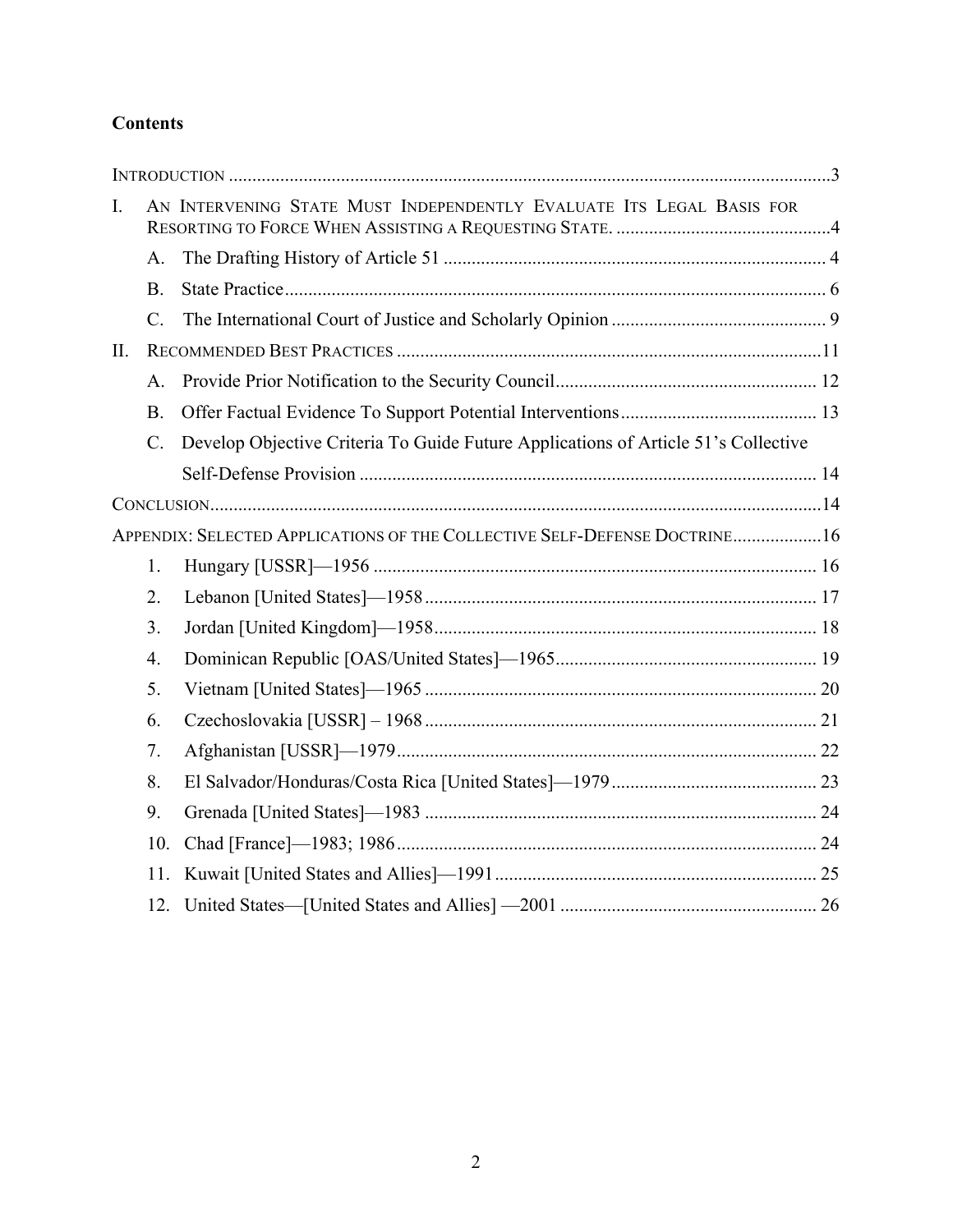# Contents

INTRODUCTION ........................................................................................................................3

I. AN INTERVENING STATE MUST INDEPENDENTLY EVALUATE ITS LEGAL BASIS FOR RESORTING TO FORCE WHEN ASSISTING A REQUESTING STATE. ..............................................4

- A. The Drafting History of Article 51 .................................................................................. 4
- B. State Practice.................................................................................................................... 6
- C. The International Court of Justice and Scholarly Opinion .............................................. 9

II. RECOMMENDED BEST PRACTICES ...........................................................................................11

- A. Provide Prior Notification to the Security Council........................................................ 12
- B. Offer Factual Evidence To Support Potential Interventions........................................... 13
- C. Develop Objective Criteria To Guide Future Applications of Article 51's Collective Self-Defense Provision .................................................................................................. 14

CONCLUSION...........................................................................................................................14

APPENDIX: SELECTED APPLICATIONS OF THE COLLECTIVE SELF-DEFENSE DOCTRINE...................16

1. Hungary [USSR]—1956 ............................................................................................... 16
2. Lebanon [United States]—1958.................................................................................... 17
3. Jordan [United Kingdom]—1958.................................................................................. 18
4. Dominican Republic [OAS/United States]—1965........................................................ 19
5. Vietnam [United States]—1965 .................................................................................... 20
6. Czechoslovakia [USSR] – 1968.................................................................................... 21
7. Afghanistan [USSR]—1979.......................................................................................... 22
8. El Salvador/Honduras/Costa Rica [United States]—1979............................................ 23
9. Grenada [United States]—1983 .................................................................................... 24
10. Chad [France]—1983; 1986.......................................................................................... 24
11. Kuwait [United States and Allies]—1991..................................................................... 25
12. United States—[United States and Allies] —2001 ....................................................... 26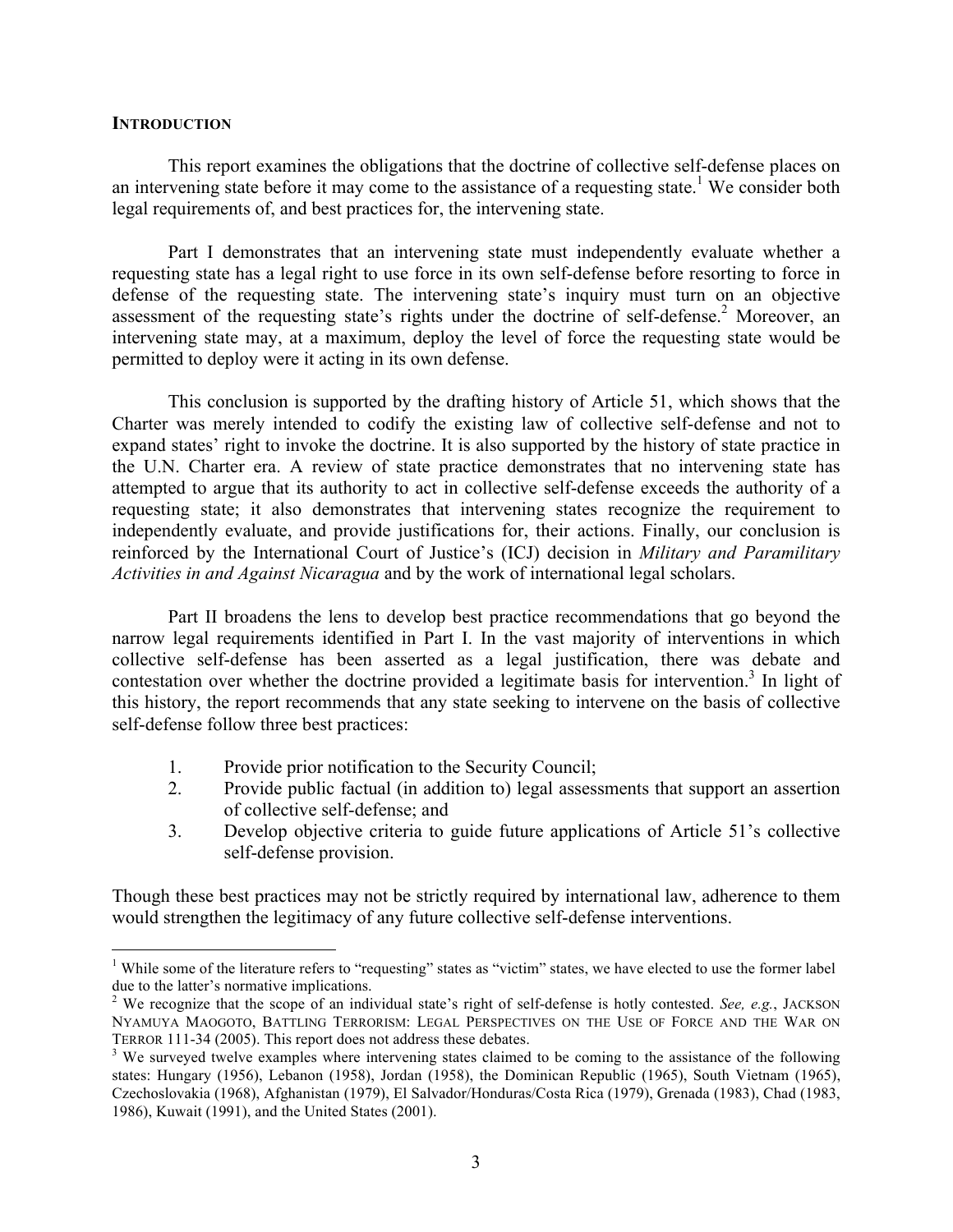## INTRODUCTION

This report examines the obligations that the doctrine of collective self-defense places on an intervening state before it may come to the assistance of a requesting state.[1] We consider both legal requirements of, and best practices for, the intervening state.

Part I demonstrates that an intervening state must independently evaluate whether a requesting state has a legal right to use force in its own self-defense before resorting to force in defense of the requesting state. The intervening state's inquiry must turn on an objective assessment of the requesting state's rights under the doctrine of self-defense.[2] Moreover, an intervening state may, at a maximum, deploy the level of force the requesting state would be permitted to deploy were it acting in its own defense.

This conclusion is supported by the drafting history of Article 51, which shows that the Charter was merely intended to codify the existing law of collective self-defense and not to expand states' right to invoke the doctrine. It is also supported by the history of state practice in the U.N. Charter era. A review of state practice demonstrates that no intervening state has attempted to argue that its authority to act in collective self-defense exceeds the authority of a requesting state; it also demonstrates that intervening states recognize the requirement to independently evaluate, and provide justifications for, their actions. Finally, our conclusion is reinforced by the International Court of Justice's (ICJ) decision in *Military and Paramilitary Activities in and Against Nicaragua* and by the work of international legal scholars.

Part II broadens the lens to develop best practice recommendations that go beyond the narrow legal requirements identified in Part I. In the vast majority of interventions in which collective self-defense has been asserted as a legal justification, there was debate and contestation over whether the doctrine provided a legitimate basis for intervention.[3] In light of this history, the report recommends that any state seeking to intervene on the basis of collective self-defense follow three best practices:

1. Provide prior notification to the Security Council;
2. Provide public factual (in addition to) legal assessments that support an assertion of collective self-defense; and
3. Develop objective criteria to guide future applications of Article 51's collective self-defense provision.

Though these best practices may not be strictly required by international law, adherence to them would strengthen the legitimacy of any future collective self-defense interventions.

---

[1] While some of the literature refers to "requesting" states as "victim" states, we have elected to use the former label due to the latter's normative implications.

[2] We recognize that the scope of an individual state's right of self-defense is hotly contested. *See, e.g.*, JACKSON NYAMUYA MAOGOTO, BATTLING TERRORISM: LEGAL PERSPECTIVES ON THE USE OF FORCE AND THE WAR ON TERROR 111-34 (2005). This report does not address these debates.

[3] We surveyed twelve examples where intervening states claimed to be coming to the assistance of the following states: Hungary (1956), Lebanon (1958), Jordan (1958), the Dominican Republic (1965), South Vietnam (1965), Czechoslovakia (1968), Afghanistan (1979), El Salvador/Honduras/Costa Rica (1979), Grenada (1983), Chad (1983, 1986), Kuwait (1991), and the United States (2001).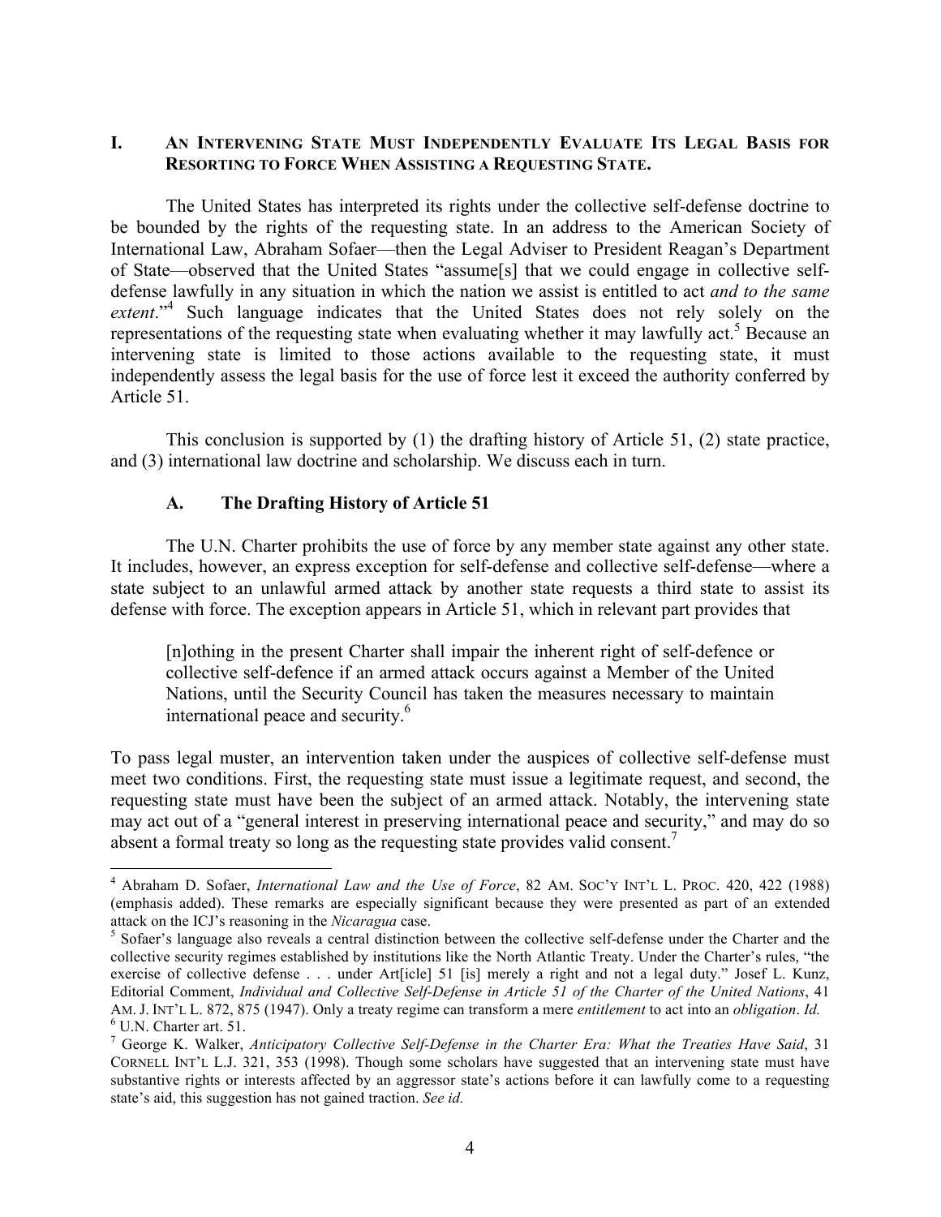## I. AN INTERVENING STATE MUST INDEPENDENTLY EVALUATE ITS LEGAL BASIS FOR RESORTING TO FORCE WHEN ASSISTING A REQUESTING STATE.

The United States has interpreted its rights under the collective self-defense doctrine to be bounded by the rights of the requesting state. In an address to the American Society of International Law, Abraham Sofaer—then the Legal Adviser to President Reagan's Department of State—observed that the United States "assume[s] that we could engage in collective self-defense lawfully in any situation in which the nation we assist is entitled to act *and to the same extent*."[4] Such language indicates that the United States does not rely solely on the representations of the requesting state when evaluating whether it may lawfully act.[5] Because an intervening state is limited to those actions available to the requesting state, it must independently assess the legal basis for the use of force lest it exceed the authority conferred by Article 51.

This conclusion is supported by (1) the drafting history of Article 51, (2) state practice, and (3) international law doctrine and scholarship. We discuss each in turn.

### A. The Drafting History of Article 51

The U.N. Charter prohibits the use of force by any member state against any other state. It includes, however, an express exception for self-defense and collective self-defense—where a state subject to an unlawful armed attack by another state requests a third state to assist its defense with force. The exception appears in Article 51, which in relevant part provides that

> [n]othing in the present Charter shall impair the inherent right of self-defence or collective self-defence if an armed attack occurs against a Member of the United Nations, until the Security Council has taken the measures necessary to maintain international peace and security.[6]

To pass legal muster, an intervention taken under the auspices of collective self-defense must meet two conditions. First, the requesting state must issue a legitimate request, and second, the requesting state must have been the subject of an armed attack. Notably, the intervening state may act out of a "general interest in preserving international peace and security," and may do so absent a formal treaty so long as the requesting state provides valid consent.[7]

---

[4] Abraham D. Sofaer, *International Law and the Use of Force*, 82 AM. SOC'Y INT'L L. PROC. 420, 422 (1988) (emphasis added). These remarks are especially significant because they were presented as part of an extended attack on the ICJ's reasoning in the *Nicaragua* case.

[5] Sofaer's language also reveals a central distinction between the collective self-defense under the Charter and the collective security regimes established by institutions like the North Atlantic Treaty. Under the Charter's rules, "the exercise of collective defense . . . under Art[icle] 51 [is] merely a right and not a legal duty." Josef L. Kunz, Editorial Comment, *Individual and Collective Self-Defense in Article 51 of the Charter of the United Nations*, 41 AM. J. INT'L L. 872, 875 (1947). Only a treaty regime can transform a mere *entitlement* to act into an *obligation*. *Id.*

[6] U.N. Charter art. 51.

[7] George K. Walker, *Anticipatory Collective Self-Defense in the Charter Era: What the Treaties Have Said*, 31 CORNELL INT'L L.J. 321, 353 (1998). Though some scholars have suggested that an intervening state must have substantive rights or interests affected by an aggressor state's actions before it can lawfully come to a requesting state's aid, this suggestion has not gained traction. *See id.*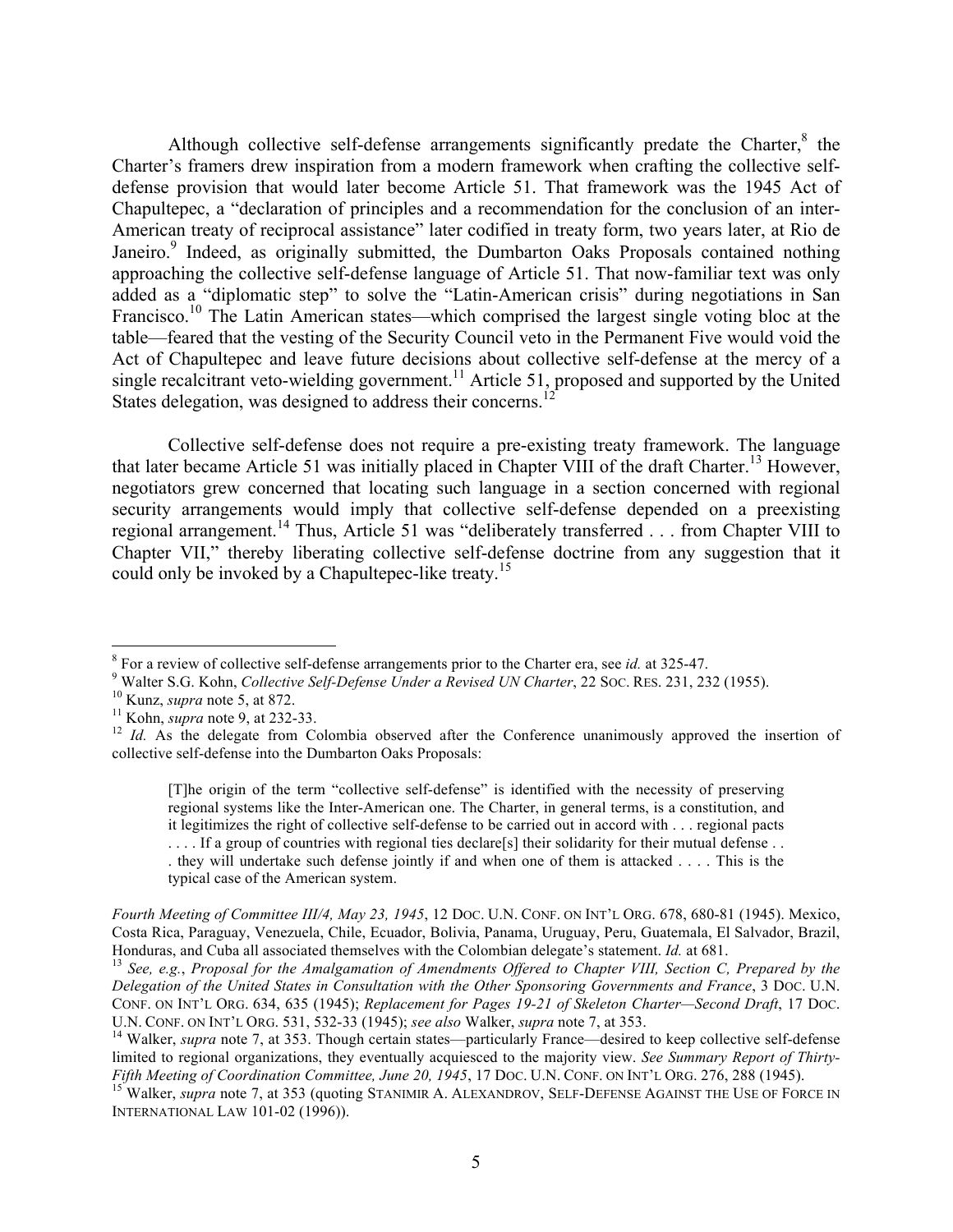Although collective self-defense arrangements significantly predate the Charter,[8] the Charter's framers drew inspiration from a modern framework when crafting the collective self-defense provision that would later become Article 51. That framework was the 1945 Act of Chapultepec, a "declaration of principles and a recommendation for the conclusion of an inter-American treaty of reciprocal assistance" later codified in treaty form, two years later, at Rio de Janeiro.[9] Indeed, as originally submitted, the Dumbarton Oaks Proposals contained nothing approaching the collective self-defense language of Article 51. That now-familiar text was only added as a "diplomatic step" to solve the "Latin-American crisis" during negotiations in San Francisco.[10] The Latin American states—which comprised the largest single voting bloc at the table—feared that the vesting of the Security Council veto in the Permanent Five would void the Act of Chapultepec and leave future decisions about collective self-defense at the mercy of a single recalcitrant veto-wielding government.[11] Article 51, proposed and supported by the United States delegation, was designed to address their concerns.[12]

Collective self-defense does not require a pre-existing treaty framework. The language that later became Article 51 was initially placed in Chapter VIII of the draft Charter.[13] However, negotiators grew concerned that locating such language in a section concerned with regional security arrangements would imply that collective self-defense depended on a preexisting regional arrangement.[14] Thus, Article 51 was "deliberately transferred . . . from Chapter VIII to Chapter VII," thereby liberating collective self-defense doctrine from any suggestion that it could only be invoked by a Chapultepec-like treaty.[15]

---

[8] For a review of collective self-defense arrangements prior to the Charter era, see *id.* at 325-47.

[9] Walter S.G. Kohn, *Collective Self-Defense Under a Revised UN Charter*, 22 SOC. RES. 231, 232 (1955).

[10] Kunz, *supra* note 5, at 872.

[11] Kohn, *supra* note 9, at 232-33.

[12] *Id.* As the delegate from Colombia observed after the Conference unanimously approved the insertion of collective self-defense into the Dumbarton Oaks Proposals:

> [T]he origin of the term "collective self-defense" is identified with the necessity of preserving regional systems like the Inter-American one. The Charter, in general terms, is a constitution, and it legitimizes the right of collective self-defense to be carried out in accord with . . . regional pacts . . . . If a group of countries with regional ties declare[s] their solidarity for their mutual defense . . . they will undertake such defense jointly if and when one of them is attacked . . . . This is the typical case of the American system.

*Fourth Meeting of Committee III/4, May 23, 1945*, 12 DOC. U.N. CONF. ON INT'L ORG. 678, 680-81 (1945). Mexico, Costa Rica, Paraguay, Venezuela, Chile, Ecuador, Bolivia, Panama, Uruguay, Peru, Guatemala, El Salvador, Brazil, Honduras, and Cuba all associated themselves with the Colombian delegate's statement. *Id.* at 681.

[13] *See, e.g.*, *Proposal for the Amalgamation of Amendments Offered to Chapter VIII, Section C, Prepared by the Delegation of the United States in Consultation with the Other Sponsoring Governments and France*, 3 DOC. U.N. CONF. ON INT'L ORG. 634, 635 (1945); *Replacement for Pages 19-21 of Skeleton Charter—Second Draft*, 17 DOC. U.N. CONF. ON INT'L ORG. 531, 532-33 (1945); *see also* Walker, *supra* note 7, at 353.

[14] Walker, *supra* note 7, at 353. Though certain states—particularly France—desired to keep collective self-defense limited to regional organizations, they eventually acquiesced to the majority view. *See Summary Report of Thirty-Fifth Meeting of Coordination Committee, June 20, 1945*, 17 DOC. U.N. CONF. ON INT'L ORG. 276, 288 (1945).

[15] Walker, *supra* note 7, at 353 (quoting STANIMIR A. ALEXANDROV, SELF-DEFENSE AGAINST THE USE OF FORCE IN INTERNATIONAL LAW 101-02 (1996)).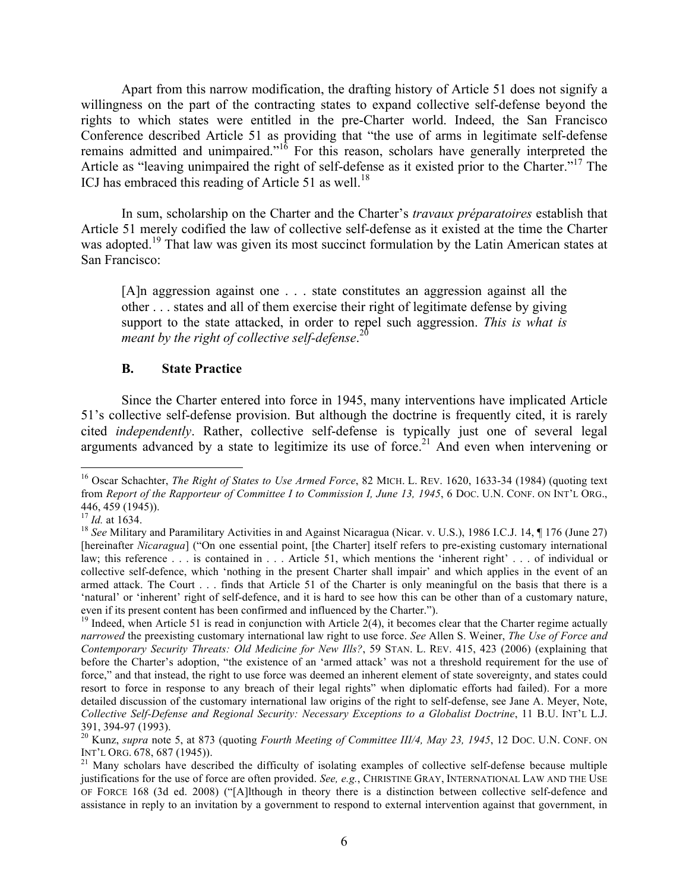Apart from this narrow modification, the drafting history of Article 51 does not signify a willingness on the part of the contracting states to expand collective self-defense beyond the rights to which states were entitled in the pre-Charter world. Indeed, the San Francisco Conference described Article 51 as providing that "the use of arms in legitimate self-defense remains admitted and unimpaired."[16] For this reason, scholars have generally interpreted the Article as "leaving unimpaired the right of self-defense as it existed prior to the Charter."[17] The ICJ has embraced this reading of Article 51 as well.[18]

In sum, scholarship on the Charter and the Charter's *travaux préparatoires* establish that Article 51 merely codified the law of collective self-defense as it existed at the time the Charter was adopted.[19] That law was given its most succinct formulation by the Latin American states at San Francisco:

> [A]n aggression against one . . . state constitutes an aggression against all the other . . . states and all of them exercise their right of legitimate defense by giving support to the state attacked, in order to repel such aggression. *This is what is meant by the right of collective self-defense*.[20]

### B. State Practice

Since the Charter entered into force in 1945, many interventions have implicated Article 51's collective self-defense provision. But although the doctrine is frequently cited, it is rarely cited *independently*. Rather, collective self-defense is typically just one of several legal arguments advanced by a state to legitimize its use of force.[21] And even when intervening or

---

[16] Oscar Schachter, *The Right of States to Use Armed Force*, 82 MICH. L. REV. 1620, 1633-34 (1984) (quoting text from *Report of the Rapporteur of Committee I to Commission I, June 13, 1945*, 6 DOC. U.N. CONF. ON INT'L ORG., 446, 459 (1945)).

[17] *Id.* at 1634.

[18] *See* Military and Paramilitary Activities in and Against Nicaragua (Nicar. v. U.S.), 1986 I.C.J. 14, ¶ 176 (June 27) [hereinafter *Nicaragua*] ("On one essential point, [the Charter] itself refers to pre-existing customary international law; this reference . . . is contained in . . . Article 51, which mentions the 'inherent right' . . . of individual or collective self-defence, which 'nothing in the present Charter shall impair' and which applies in the event of an armed attack. The Court . . . finds that Article 51 of the Charter is only meaningful on the basis that there is a 'natural' or 'inherent' right of self-defence, and it is hard to see how this can be other than of a customary nature, even if its present content has been confirmed and influenced by the Charter.").

[19] Indeed, when Article 51 is read in conjunction with Article 2(4), it becomes clear that the Charter regime actually *narrowed* the preexisting customary international law right to use force. *See* Allen S. Weiner, *The Use of Force and Contemporary Security Threats: Old Medicine for New Ills?*, 59 STAN. L. REV. 415, 423 (2006) (explaining that before the Charter's adoption, "the existence of an 'armed attack' was not a threshold requirement for the use of force," and that instead, the right to use force was deemed an inherent element of state sovereignty, and states could resort to force in response to any breach of their legal rights" when diplomatic efforts had failed). For a more detailed discussion of the customary international law origins of the right to self-defense, see Jane A. Meyer, Note, *Collective Self-Defense and Regional Security: Necessary Exceptions to a Globalist Doctrine*, 11 B.U. INT'L L.J. 391, 394-97 (1993).

[20] Kunz, *supra* note 5, at 873 (quoting *Fourth Meeting of Committee III/4, May 23, 1945*, 12 DOC. U.N. CONF. ON INT'L ORG. 678, 687 (1945)).

[21] Many scholars have described the difficulty of isolating examples of collective self-defense because multiple justifications for the use of force are often provided. *See, e.g.*, CHRISTINE GRAY, INTERNATIONAL LAW AND THE USE OF FORCE 168 (3d ed. 2008) ("[A]lthough in theory there is a distinction between collective self-defence and assistance in reply to an invitation by a government to respond to external intervention against that government, in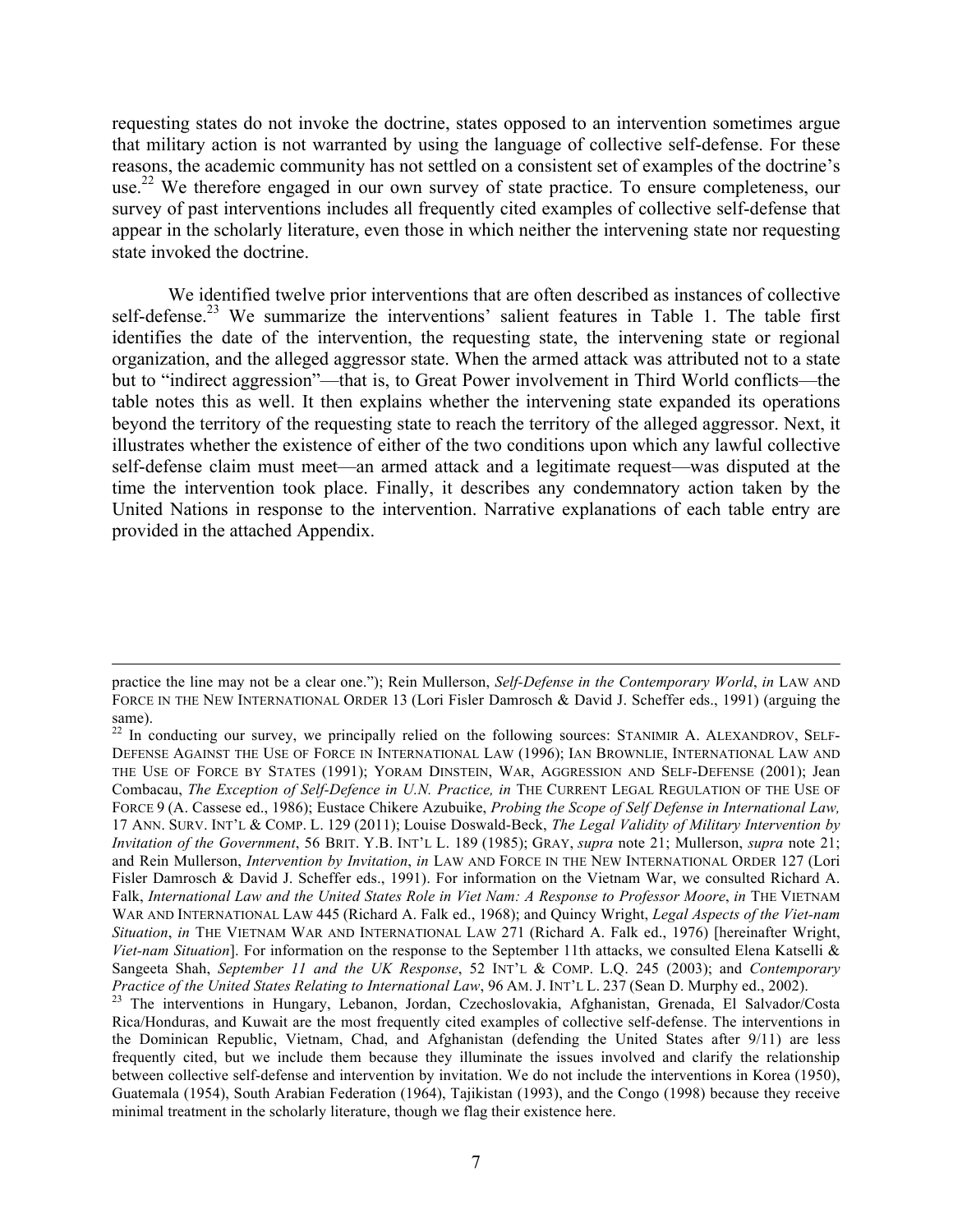requesting states do not invoke the doctrine, states opposed to an intervention sometimes argue that military action is not warranted by using the language of collective self-defense. For these reasons, the academic community has not settled on a consistent set of examples of the doctrine's use.[22] We therefore engaged in our own survey of state practice. To ensure completeness, our survey of past interventions includes all frequently cited examples of collective self-defense that appear in the scholarly literature, even those in which neither the intervening state nor requesting state invoked the doctrine.

We identified twelve prior interventions that are often described as instances of collective self-defense.[23] We summarize the interventions' salient features in Table 1. The table first identifies the date of the intervention, the requesting state, the intervening state or regional organization, and the alleged aggressor state. When the armed attack was attributed not to a state but to "indirect aggression"—that is, to Great Power involvement in Third World conflicts—the table notes this as well. It then explains whether the intervening state expanded its operations beyond the territory of the requesting state to reach the territory of the alleged aggressor. Next, it illustrates whether the existence of either of the two conditions upon which any lawful collective self-defense claim must meet—an armed attack and a legitimate request—was disputed at the time the intervention took place. Finally, it describes any condemnatory action taken by the United Nations in response to the intervention. Narrative explanations of each table entry are provided in the attached Appendix.

---

practice the line may not be a clear one."); Rein Mullerson, *Self-Defense in the Contemporary World*, *in* LAW AND FORCE IN THE NEW INTERNATIONAL ORDER 13 (Lori Fisler Damrosch & David J. Scheffer eds., 1991) (arguing the same).

[22] In conducting our survey, we principally relied on the following sources: STANIMIR A. ALEXANDROV, SELF-DEFENSE AGAINST THE USE OF FORCE IN INTERNATIONAL LAW (1996); IAN BROWNLIE, INTERNATIONAL LAW AND THE USE OF FORCE BY STATES (1991); YORAM DINSTEIN, WAR, AGGRESSION AND SELF-DEFENSE (2001); Jean Combacau, *The Exception of Self-Defence in U.N. Practice, in* THE CURRENT LEGAL REGULATION OF THE USE OF FORCE 9 (A. Cassese ed., 1986); Eustace Chikere Azubuike, *Probing the Scope of Self Defense in International Law,* 17 ANN. SURV. INT'L & COMP. L. 129 (2011); Louise Doswald-Beck, *The Legal Validity of Military Intervention by Invitation of the Government*, 56 BRIT. Y.B. INT'L L. 189 (1985); GRAY, *supra* note 21; Mullerson, *supra* note 21; and Rein Mullerson, *Intervention by Invitation*, *in* LAW AND FORCE IN THE NEW INTERNATIONAL ORDER 127 (Lori Fisler Damrosch & David J. Scheffer eds., 1991). For information on the Vietnam War, we consulted Richard A. Falk, *International Law and the United States Role in Viet Nam: A Response to Professor Moore*, *in* THE VIETNAM WAR AND INTERNATIONAL LAW 445 (Richard A. Falk ed., 1968); and Quincy Wright, *Legal Aspects of the Viet-nam Situation*, *in* THE VIETNAM WAR AND INTERNATIONAL LAW 271 (Richard A. Falk ed., 1976) [hereinafter Wright, *Viet-nam Situation*]. For information on the response to the September 11th attacks, we consulted Elena Katselli & Sangeeta Shah, *September 11 and the UK Response*, 52 INT'L & COMP. L.Q. 245 (2003); and *Contemporary Practice of the United States Relating to International Law*, 96 AM. J. INT'L L. 237 (Sean D. Murphy ed., 2002).

[23] The interventions in Hungary, Lebanon, Jordan, Czechoslovakia, Afghanistan, Grenada, El Salvador/Costa Rica/Honduras, and Kuwait are the most frequently cited examples of collective self-defense. The interventions in the Dominican Republic, Vietnam, Chad, and Afghanistan (defending the United States after 9/11) are less frequently cited, but we include them because they illuminate the issues involved and clarify the relationship between collective self-defense and intervention by invitation. We do not include the interventions in Korea (1950), Guatemala (1954), South Arabian Federation (1964), Tajikistan (1993), and the Congo (1998) because they receive minimal treatment in the scholarly literature, though we flag their existence here.